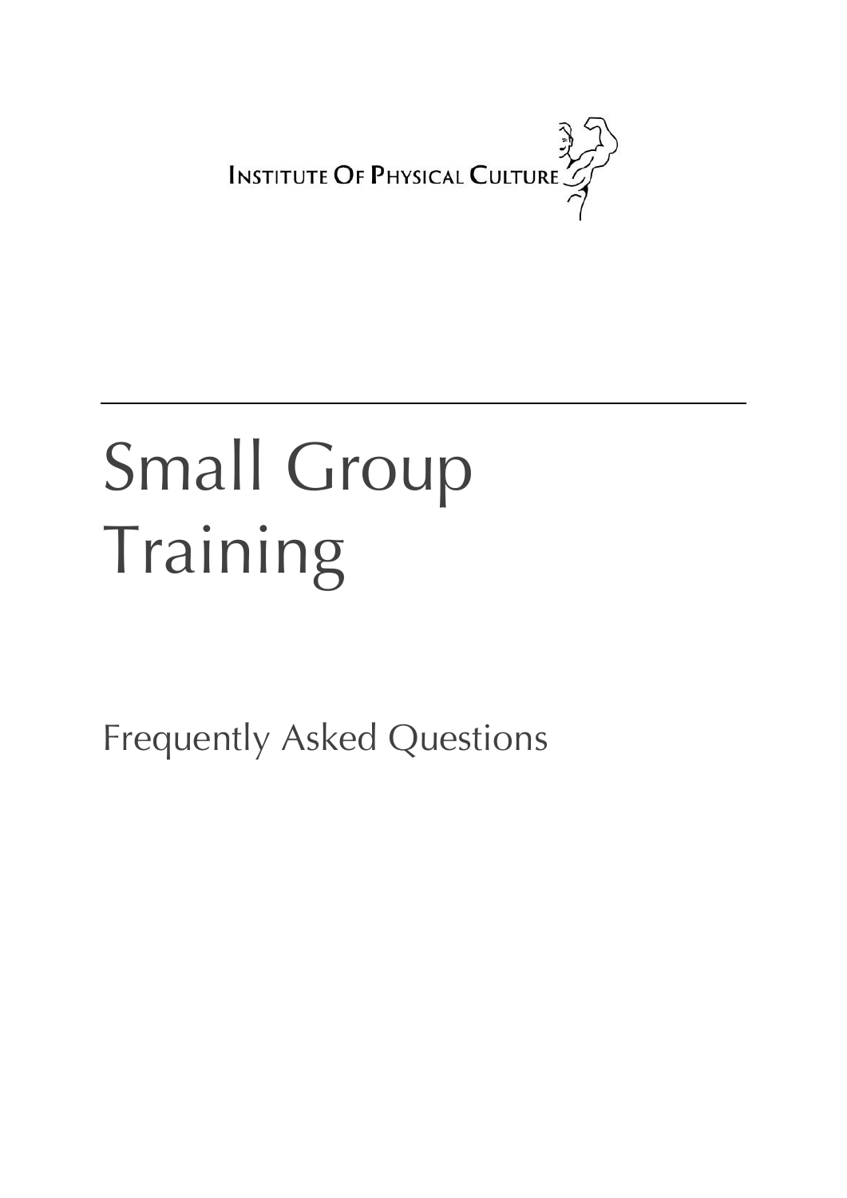INSTITUTE OF PHYSICAL CULTURE

# Small Group Training

Frequently Asked Questions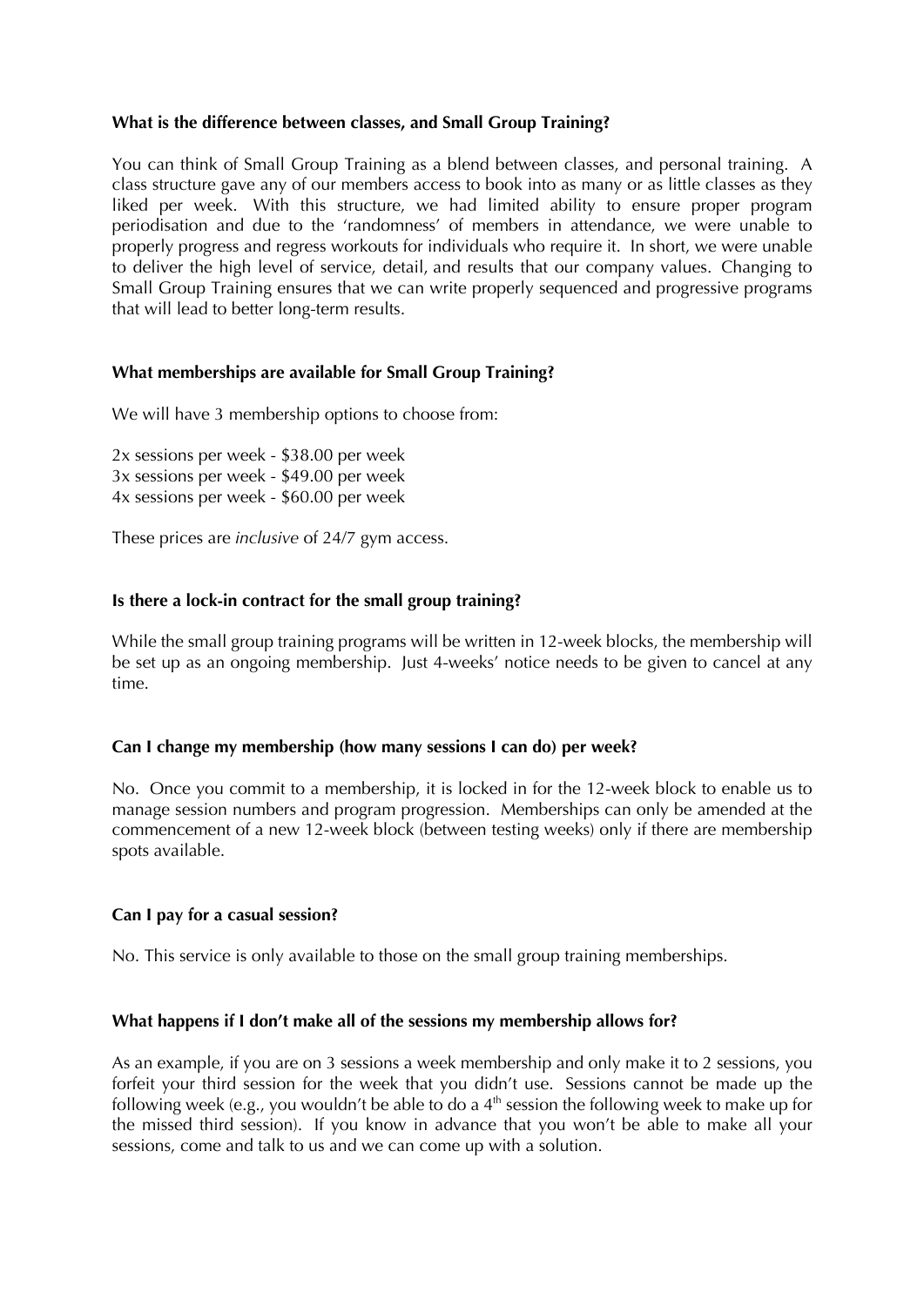**What is the difference between classes, and Small Group Training?**

You can think of Small Group Training as a blend between classes, and personal training. A class structure gave any of our members access to book into as many or as little classes as they liked per week. With this structure, we had limited ability to ensure proper program periodisation and due to the 'randomness' of members in attendance, we were unable to properly progress and regress workouts for individuals who require it. In short, we were unable to deliver the high level of service, detail, and results that our company values. Changing to Small Group Training ensures that we can write properly sequenced and progressive programs that will lead to better long-term results.

**What memberships are available for Small Group Training?**

We will have 3 membership options to choose from:

2x sessions per week - $38.00 per week
3x sessions per week - $49.00 per week
4x sessions per week - $60.00 per week

These prices are *inclusive* of 24/7 gym access.

**Is there a lock-in contract for the small group training?**

While the small group training programs will be written in 12-week blocks, the membership will be set up as an ongoing membership. Just 4-weeks' notice needs to be given to cancel at any time.

**Can I change my membership (how many sessions I can do) per week?**

No. Once you commit to a membership, it is locked in for the 12-week block to enable us to manage session numbers and program progression. Memberships can only be amended at the commencement of a new 12-week block (between testing weeks) only if there are membership spots available.

**Can I pay for a casual session?**

No. This service is only available to those on the small group training memberships.

**What happens if I don't make all of the sessions my membership allows for?**

As an example, if you are on 3 sessions a week membership and only make it to 2 sessions, you forfeit your third session for the week that you didn't use. Sessions cannot be made up the following week (e.g., you wouldn't be able to do a 4th session the following week to make up for the missed third session). If you know in advance that you won't be able to make all your sessions, come and talk to us and we can come up with a solution.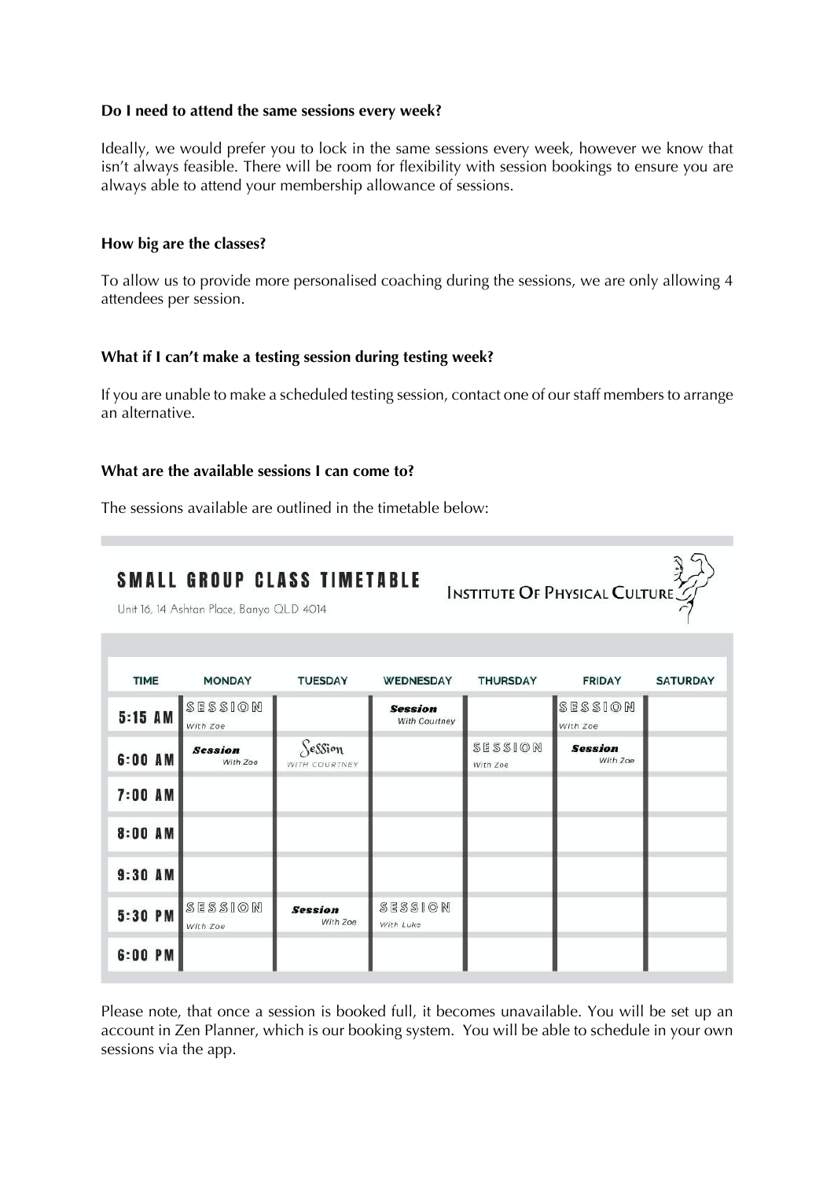**Do I need to attend the same sessions every week?**

Ideally, we would prefer you to lock in the same sessions every week, however we know that isn't always feasible. There will be room for flexibility with session bookings to ensure you are always able to attend your membership allowance of sessions.

**How big are the classes?**

To allow us to provide more personalised coaching during the sessions, we are only allowing 4 attendees per session.

**What if I can't make a testing session during testing week?**

If you are unable to make a scheduled testing session, contact one of our staff members to arrange an alternative.

**What are the available sessions I can come to?**

The sessions available are outlined in the timetable below:

**SMALL GROUP CLASS TIMETABLE**

Unit 16, 14 Ashtan Place, Banyo QLD 4014

INSTITUTE OF PHYSICAL CULTURE

| TIME | MONDAY | TUESDAY | WEDNESDAY | THURSDAY | FRIDAY | SATURDAY |
|---|---|---|---|---|---|---|
| 5:15 AM | SESSION With Zoe | | Session With Courtney | | SESSION With Zoe | |
| 6:00 AM | Session With Zoe | Session WITH COURTNEY | | SESSION With Zoe | Session With Zoe | |
| 7:00 AM | | | | | | |
| 8:00 AM | | | | | | |
| 9:30 AM | | | | | | |
| 5:30 PM | SESSION With Zoe | Session With Zoe | SESSION With Luke | | | |
| 6:00 PM | | | | | | |

Please note, that once a session is booked full, it becomes unavailable. You will be set up an account in Zen Planner, which is our booking system. You will be able to schedule in your own sessions via the app.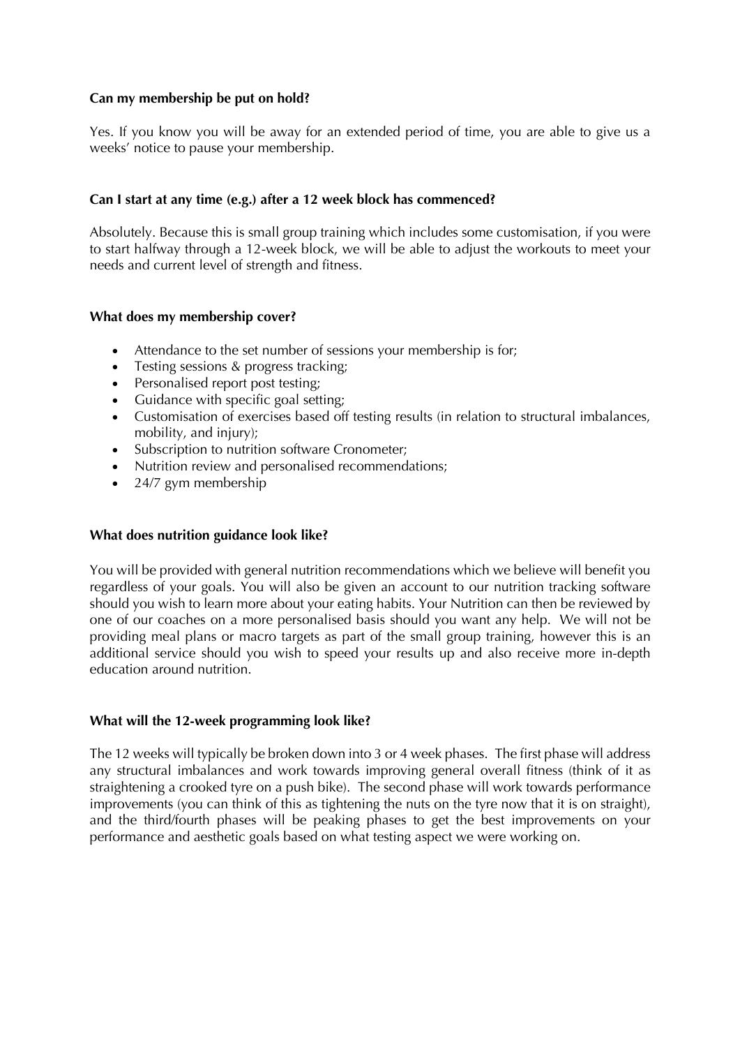**Can my membership be put on hold?**

Yes. If you know you will be away for an extended period of time, you are able to give us a weeks' notice to pause your membership.

**Can I start at any time (e.g.) after a 12 week block has commenced?**

Absolutely. Because this is small group training which includes some customisation, if you were to start halfway through a 12-week block, we will be able to adjust the workouts to meet your needs and current level of strength and fitness.

**What does my membership cover?**

- Attendance to the set number of sessions your membership is for;
- Testing sessions & progress tracking;
- Personalised report post testing;
- Guidance with specific goal setting;
- Customisation of exercises based off testing results (in relation to structural imbalances, mobility, and injury);
- Subscription to nutrition software Cronometer;
- Nutrition review and personalised recommendations;
- 24/7 gym membership

**What does nutrition guidance look like?**

You will be provided with general nutrition recommendations which we believe will benefit you regardless of your goals. You will also be given an account to our nutrition tracking software should you wish to learn more about your eating habits. Your Nutrition can then be reviewed by one of our coaches on a more personalised basis should you want any help. We will not be providing meal plans or macro targets as part of the small group training, however this is an additional service should you wish to speed your results up and also receive more in-depth education around nutrition.

**What will the 12-week programming look like?**

The 12 weeks will typically be broken down into 3 or 4 week phases. The first phase will address any structural imbalances and work towards improving general overall fitness (think of it as straightening a crooked tyre on a push bike). The second phase will work towards performance improvements (you can think of this as tightening the nuts on the tyre now that it is on straight), and the third/fourth phases will be peaking phases to get the best improvements on your performance and aesthetic goals based on what testing aspect we were working on.